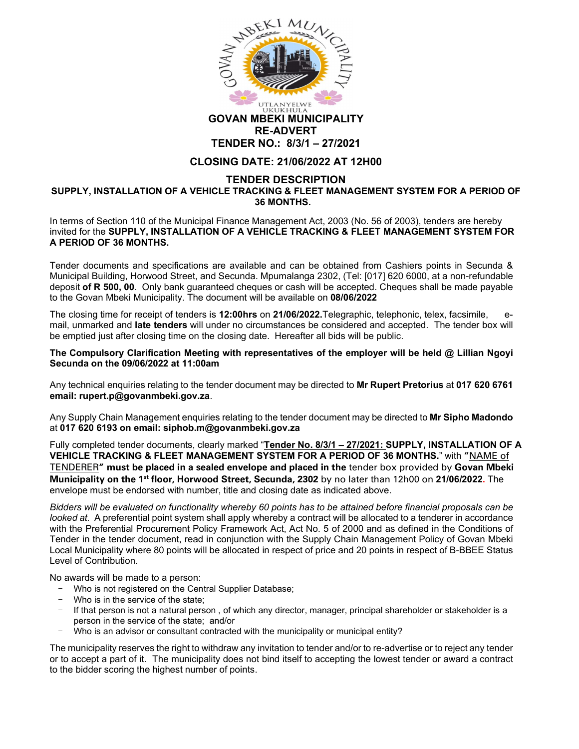# GOVAN MBEKI MUNICIPALITY

## RE-ADVERT

## TENDER NO.: 8/3/1 – 27/2021

## CLOSING DATE: 21/06/2022 AT 12H00

## TENDER DESCRIPTION

**SUPPLY, INSTALLATION OF A VEHICLE TRACKING & FLEET MANAGEMENT SYSTEM FOR A PERIOD OF 36 MONTHS.**

In terms of Section 110 of the Municipal Finance Management Act, 2003 (No. 56 of 2003), tenders are hereby invited for the **SUPPLY, INSTALLATION OF A VEHICLE TRACKING & FLEET MANAGEMENT SYSTEM FOR A PERIOD OF 36 MONTHS.**

Tender documents and specifications are available and can be obtained from Cashiers points in Secunda & Municipal Building, Horwood Street, and Secunda. Mpumalanga 2302, (Tel: [017] 620 6000, at a non-refundable deposit **of R 500, 00**. Only bank guaranteed cheques or cash will be accepted. Cheques shall be made payable to the Govan Mbeki Municipality. The document will be available on **08/06/2022**

The closing time for receipt of tenders is **12:00hrs** on **21/06/2022.** Telegraphic, telephonic, telex, facsimile, e-mail, unmarked and **late tenders** will under no circumstances be considered and accepted. The tender box will be emptied just after closing time on the closing date. Hereafter all bids will be public.

**The Compulsory Clarification Meeting with representatives of the employer will be held @ Lillian Ngoyi Secunda on the 09/06/2022 at 11:00am**

Any technical enquiries relating to the tender document may be directed to **Mr Rupert Pretorius** at **017 620 6761 email: rupert.p@govanmbeki.gov.za**.

Any Supply Chain Management enquiries relating to the tender document may be directed to **Mr Sipho Madondo** at **017 620 6193 on email: siphob.m@govanmbeki.gov.za**

Fully completed tender documents, clearly marked "**Tender No. 8/3/1 – 27/2021: SUPPLY, INSTALLATION OF A VEHICLE TRACKING & FLEET MANAGEMENT SYSTEM FOR A PERIOD OF 36 MONTHS.**" with **"**NAME of TENDERER**" must be placed in a sealed envelope and placed in the** tender box provided by **Govan Mbeki Municipality on the 1st floor, Horwood Street, Secunda, 2302** by no later than 12h00 on **21/06/2022.** The envelope must be endorsed with number, title and closing date as indicated above.

*Bidders will be evaluated on functionality whereby 60 points has to be attained before financial proposals can be looked at.* A preferential point system shall apply whereby a contract will be allocated to a tenderer in accordance with the Preferential Procurement Policy Framework Act, Act No. 5 of 2000 and as defined in the Conditions of Tender in the tender document, read in conjunction with the Supply Chain Management Policy of Govan Mbeki Local Municipality where 80 points will be allocated in respect of price and 20 points in respect of B-BBEE Status Level of Contribution.

No awards will be made to a person:

- Who is not registered on the Central Supplier Database;
- Who is in the service of the state;
- If that person is not a natural person , of which any director, manager, principal shareholder or stakeholder is a person in the service of the state; and/or
- Who is an advisor or consultant contracted with the municipality or municipal entity?

The municipality reserves the right to withdraw any invitation to tender and/or to re-advertise or to reject any tender or to accept a part of it. The municipality does not bind itself to accepting the lowest tender or award a contract to the bidder scoring the highest number of points.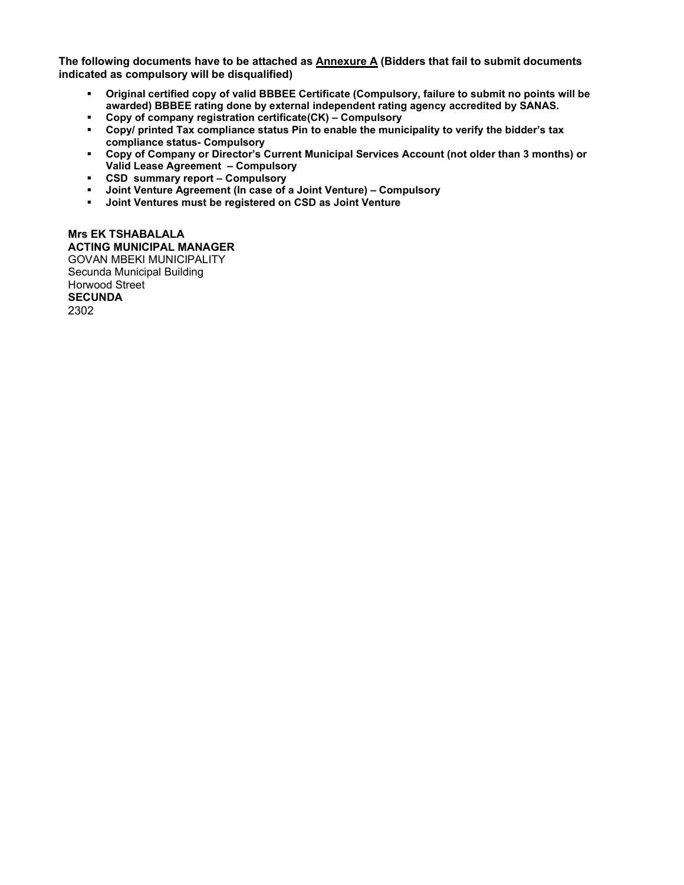**The following documents have to be attached as <u>Annexure A</u> (Bidders that fail to submit documents indicated as compulsory will be disqualified)**

- **Original certified copy of valid BBBEE Certificate (Compulsory, failure to submit no points will be awarded) BBBEE rating done by external independent rating agency accredited by SANAS.**
- **Copy of company registration certificate(CK) – Compulsory**
- **Copy/ printed Tax compliance status Pin to enable the municipality to verify the bidder's tax compliance status- Compulsory**
- **Copy of Company or Director's Current Municipal Services Account (not older than 3 months) or Valid Lease Agreement – Compulsory**
- **CSD summary report – Compulsory**
- **Joint Venture Agreement (In case of a Joint Venture) – Compulsory**
- **Joint Ventures must be registered on CSD as Joint Venture**

**Mrs EK TSHABALALA**
**ACTING MUNICIPAL MANAGER**
GOVAN MBEKI MUNICIPALITY
Secunda Municipal Building
Horwood Street
**SECUNDA**
2302